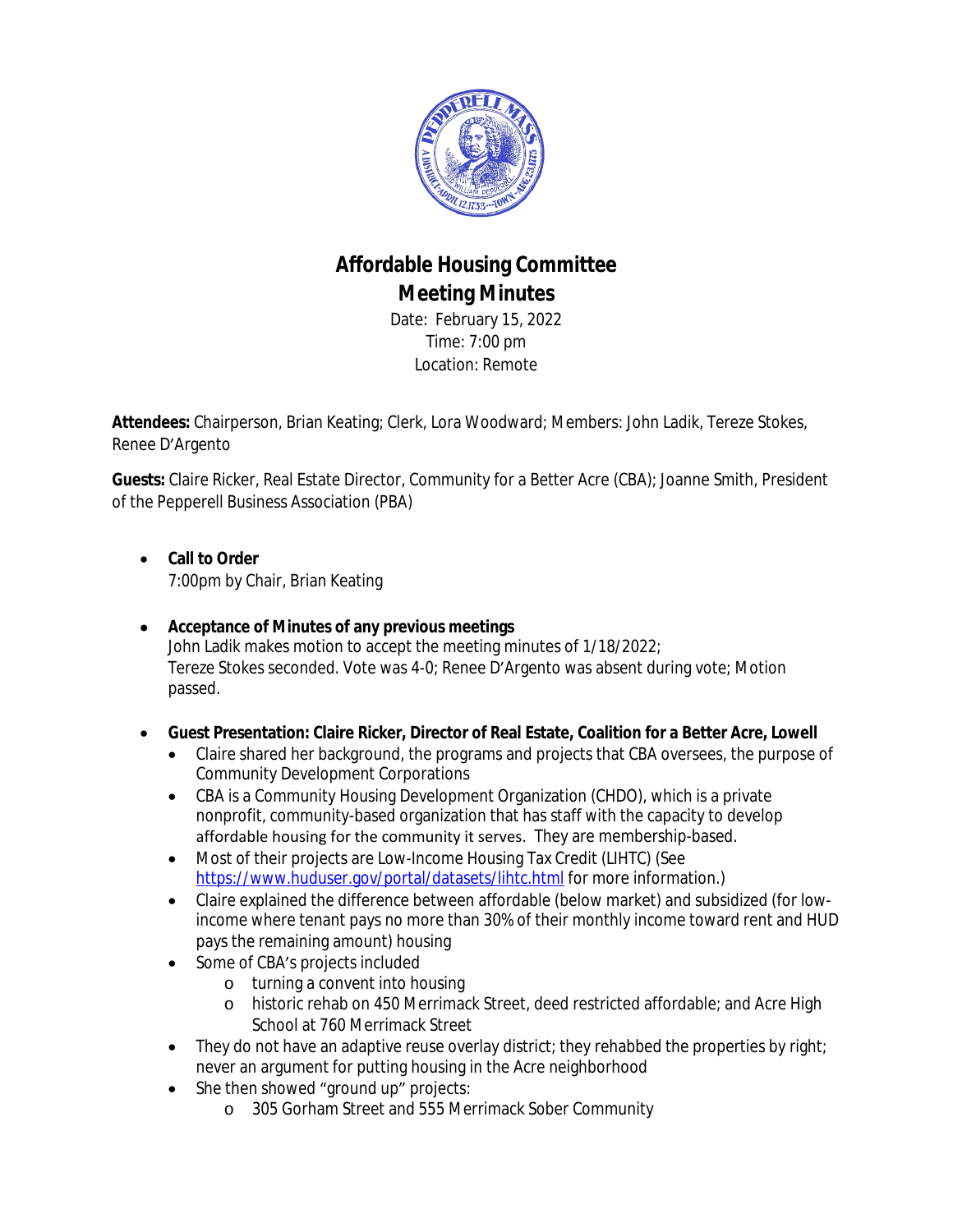# Affordable Housing Committee
# Meeting Minutes

Date: February 15, 2022
Time: 7:00 pm
Location: Remote

**Attendees:** Chairperson, Brian Keating; Clerk, Lora Woodward; Members: John Ladik, Tereze Stokes, Renee D'Argento

**Guests:** Claire Ricker, Real Estate Director, Community for a Better Acre (CBA); Joanne Smith, President of the Pepperell Business Association (PBA)

- **Call to Order**
  7:00pm by Chair, Brian Keating

- **Acceptance of Minutes of any previous meetings**
  John Ladik makes motion to accept the meeting minutes of 1/18/2022;
  Tereze Stokes seconded. Vote was 4-0; Renee D'Argento was absent during vote; Motion passed.

- **Guest Presentation: Claire Ricker, Director of Real Estate, Coalition for a Better Acre, Lowell**
  - Claire shared her background, the programs and projects that CBA oversees, the purpose of Community Development Corporations
  - CBA is a Community Housing Development Organization (CHDO), which is a private nonprofit, community-based organization that has staff with the capacity to develop affordable housing for the community it serves. They are membership-based.
  - Most of their projects are Low-Income Housing Tax Credit (LIHTC) (See https://www.huduser.gov/portal/datasets/lihtc.html for more information.)
  - Claire explained the difference between affordable (below market) and subsidized (for low-income where tenant pays no more than 30% of their monthly income toward rent and HUD pays the remaining amount) housing
  - Some of CBA's projects included
    - turning a convent into housing
    - historic rehab on 450 Merrimack Street, deed restricted affordable; and Acre High School at 760 Merrimack Street
  - They do not have an adaptive reuse overlay district; they rehabbed the properties by right; never an argument for putting housing in the Acre neighborhood
  - She then showed "ground up" projects:
    - 305 Gorham Street and 555 Merrimack Sober Community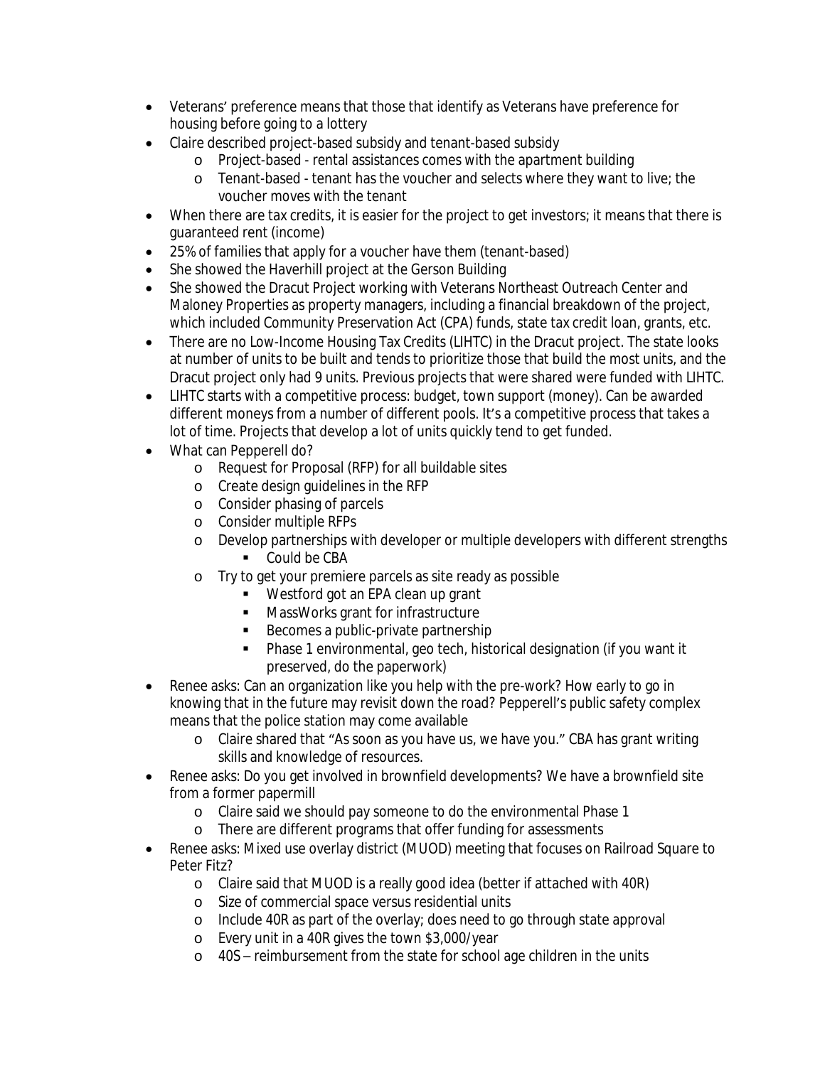- Veterans' preference means that those that identify as Veterans have preference for housing before going to a lottery
- Claire described project-based subsidy and tenant-based subsidy
  - Project-based - rental assistances comes with the apartment building
  - Tenant-based - tenant has the voucher and selects where they want to live; the voucher moves with the tenant
- When there are tax credits, it is easier for the project to get investors; it means that there is guaranteed rent (income)
- 25% of families that apply for a voucher have them (tenant-based)
- She showed the Haverhill project at the Gerson Building
- She showed the Dracut Project working with Veterans Northeast Outreach Center and Maloney Properties as property managers, including a financial breakdown of the project, which included Community Preservation Act (CPA) funds, state tax credit loan, grants, etc.
- There are no Low-Income Housing Tax Credits (LIHTC) in the Dracut project. The state looks at number of units to be built and tends to prioritize those that build the most units, and the Dracut project only had 9 units. Previous projects that were shared were funded with LIHTC.
- LIHTC starts with a competitive process: budget, town support (money). Can be awarded different moneys from a number of different pools. It's a competitive process that takes a lot of time. Projects that develop a lot of units quickly tend to get funded.
- What can Pepperell do?
  - Request for Proposal (RFP) for all buildable sites
  - Create design guidelines in the RFP
  - Consider phasing of parcels
  - Consider multiple RFPs
  - Develop partnerships with developer or multiple developers with different strengths
    - Could be CBA
  - Try to get your premiere parcels as site ready as possible
    - Westford got an EPA clean up grant
    - MassWorks grant for infrastructure
    - Becomes a public-private partnership
    - Phase 1 environmental, geo tech, historical designation (if you want it preserved, do the paperwork)
- Renee asks: Can an organization like you help with the pre-work? How early to go in knowing that in the future may revisit down the road? Pepperell's public safety complex means that the police station may come available
  - Claire shared that "As soon as you have us, we have you." CBA has grant writing skills and knowledge of resources.
- Renee asks: Do you get involved in brownfield developments? We have a brownfield site from a former papermill
  - Claire said we should pay someone to do the environmental Phase 1
  - There are different programs that offer funding for assessments
- Renee asks: Mixed use overlay district (MUOD) meeting that focuses on Railroad Square to Peter Fitz?
  - Claire said that MUOD is a really good idea (better if attached with 40R)
  - Size of commercial space versus residential units
  - Include 40R as part of the overlay; does need to go through state approval
  - Every unit in a 40R gives the town $3,000/year
  - 40S – reimbursement from the state for school age children in the units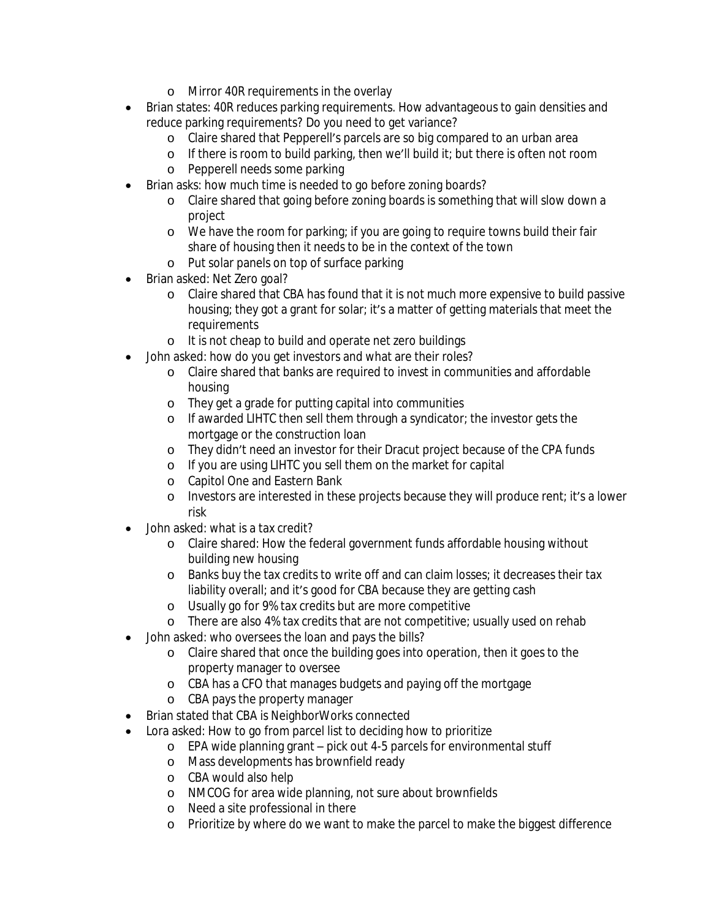- Mirror 40R requirements in the overlay
- Brian states: 40R reduces parking requirements. How advantageous to gain densities and reduce parking requirements? Do you need to get variance?
  - Claire shared that Pepperell's parcels are so big compared to an urban area
  - If there is room to build parking, then we'll build it; but there is often not room
  - Pepperell needs some parking
- Brian asks: how much time is needed to go before zoning boards?
  - Claire shared that going before zoning boards is something that will slow down a project
  - We have the room for parking; if you are going to require towns build their fair share of housing then it needs to be in the context of the town
  - Put solar panels on top of surface parking
- Brian asked: Net Zero goal?
  - Claire shared that CBA has found that it is not much more expensive to build passive housing; they got a grant for solar; it's a matter of getting materials that meet the requirements
  - It is not cheap to build and operate net zero buildings
- John asked: how do you get investors and what are their roles?
  - Claire shared that banks are required to invest in communities and affordable housing
  - They get a grade for putting capital into communities
  - If awarded LIHTC then sell them through a syndicator; the investor gets the mortgage or the construction loan
  - They didn't need an investor for their Dracut project because of the CPA funds
  - If you are using LIHTC you sell them on the market for capital
  - Capitol One and Eastern Bank
  - Investors are interested in these projects because they will produce rent; it's a lower risk
- John asked: what is a tax credit?
  - Claire shared: How the federal government funds affordable housing without building new housing
  - Banks buy the tax credits to write off and can claim losses; it decreases their tax liability overall; and it's good for CBA because they are getting cash
  - Usually go for 9% tax credits but are more competitive
  - There are also 4% tax credits that are not competitive; usually used on rehab
- John asked: who oversees the loan and pays the bills?
  - Claire shared that once the building goes into operation, then it goes to the property manager to oversee
  - CBA has a CFO that manages budgets and paying off the mortgage
  - CBA pays the property manager
- Brian stated that CBA is NeighborWorks connected
- Lora asked: How to go from parcel list to deciding how to prioritize
  - EPA wide planning grant – pick out 4-5 parcels for environmental stuff
  - Mass developments has brownfield ready
  - CBA would also help
  - NMCOG for area wide planning, not sure about brownfields
  - Need a site professional in there
  - Prioritize by where do we want to make the parcel to make the biggest difference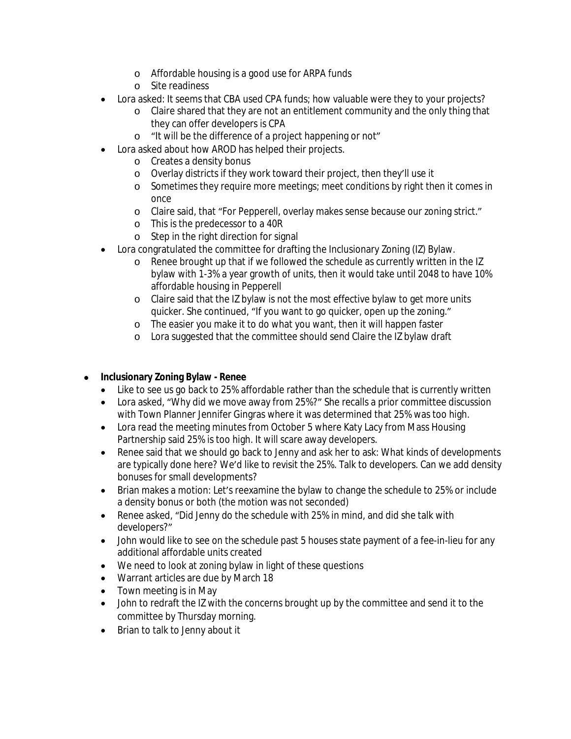- Affordable housing is a good use for ARPA funds
    - Site readiness
- Lora asked: It seems that CBA used CPA funds; how valuable were they to your projects?
    - Claire shared that they are not an entitlement community and the only thing that they can offer developers is CPA
    - "It will be the difference of a project happening or not"
- Lora asked about how AROD has helped their projects.
    - Creates a density bonus
    - Overlay districts if they work toward their project, then they'll use it
    - Sometimes they require more meetings; meet conditions by right then it comes in once
    - Claire said, that "For Pepperell, overlay makes sense because our zoning strict."
    - This is the predecessor to a 40R
    - Step in the right direction for signal
- Lora congratulated the committee for drafting the Inclusionary Zoning (IZ) Bylaw.
    - Renee brought up that if we followed the schedule as currently written in the IZ bylaw with 1-3% a year growth of units, then it would take until 2048 to have 10% affordable housing in Pepperell
    - Claire said that the IZ bylaw is not the most effective bylaw to get more units quicker. She continued, "If you want to go quicker, open up the zoning."
    - The easier you make it to do what you want, then it will happen faster
    - Lora suggested that the committee should send Claire the IZ bylaw draft

- **Inclusionary Zoning Bylaw - Renee**
    - Like to see us go back to 25% affordable rather than the schedule that is currently written
    - Lora asked, "Why did we move away from 25%?" She recalls a prior committee discussion with Town Planner Jennifer Gingras where it was determined that 25% was too high.
    - Lora read the meeting minutes from October 5 where Katy Lacy from Mass Housing Partnership said 25% is too high. It will scare away developers.
    - Renee said that we should go back to Jenny and ask her to ask: What kinds of developments are typically done here? We'd like to revisit the 25%. Talk to developers. Can we add density bonuses for small developments?
    - Brian makes a motion: Let's reexamine the bylaw to change the schedule to 25% or include a density bonus or both (the motion was not seconded)
    - Renee asked, "Did Jenny do the schedule with 25% in mind, and did she talk with developers?"
    - John would like to see on the schedule past 5 houses state payment of a fee-in-lieu for any additional affordable units created
    - We need to look at zoning bylaw in light of these questions
    - Warrant articles are due by March 18
    - Town meeting is in May
    - John to redraft the IZ with the concerns brought up by the committee and send it to the committee by Thursday morning.
    - Brian to talk to Jenny about it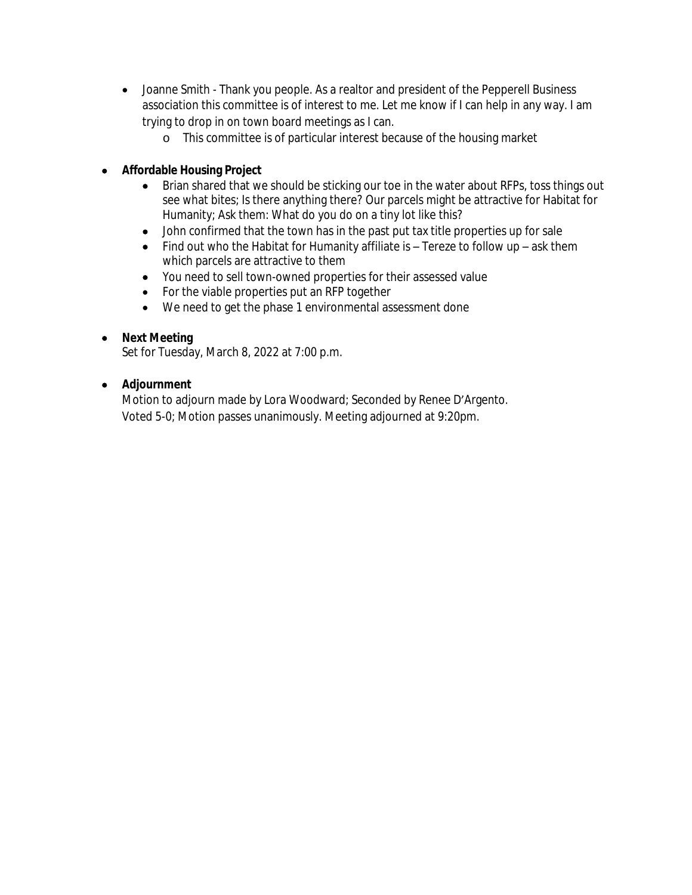- Joanne Smith - Thank you people. As a realtor and president of the Pepperell Business association this committee is of interest to me. Let me know if I can help in any way. I am trying to drop in on town board meetings as I can.
  - This committee is of particular interest because of the housing market

- **Affordable Housing Project**
  - Brian shared that we should be sticking our toe in the water about RFPs, toss things out see what bites; Is there anything there? Our parcels might be attractive for Habitat for Humanity; Ask them: What do you do on a tiny lot like this?
  - John confirmed that the town has in the past put tax title properties up for sale
  - Find out who the Habitat for Humanity affiliate is – Tereze to follow up – ask them which parcels are attractive to them
  - You need to sell town-owned properties for their assessed value
  - For the viable properties put an RFP together
  - We need to get the phase 1 environmental assessment done

- **Next Meeting**
  Set for Tuesday, March 8, 2022 at 7:00 p.m.

- **Adjournment**
  Motion to adjourn made by Lora Woodward; Seconded by Renee D'Argento.
  Voted 5-0; Motion passes unanimously. Meeting adjourned at 9:20pm.